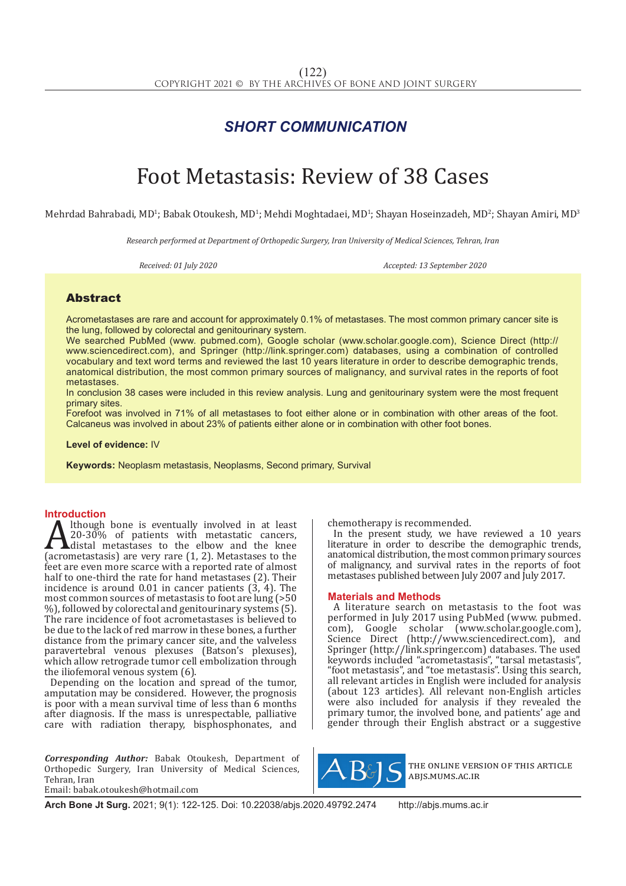SHORT COMMUNICATION

# Foot Metastasis: Review of 38 Cases

Mehrdad Bahrabadi, MD[1]; Babak Otoukesh, MD[1]; Mehdi Moghtadaei, MD[1]; Shayan Hoseinzadeh, MD[2]; Shayan Amiri, MD[3]

*Research performed at Department of Orthopedic Surgery, Iran University of Medical Sciences, Tehran, Iran*

*Received: 01 July 2020* *Accepted: 13 September 2020*

## Abstract

Acrometastases are rare and account for approximately 0.1% of metastases. The most common primary cancer site is the lung, followed by colorectal and genitourinary system.

We searched PubMed (www. pubmed.com), Google scholar (www.scholar.google.com), Science Direct (http://www.sciencedirect.com), and Springer (http://link.springer.com) databases, using a combination of controlled vocabulary and text word terms and reviewed the last 10 years literature in order to describe demographic trends, anatomical distribution, the most common primary sources of malignancy, and survival rates in the reports of foot metastases.

In conclusion 38 cases were included in this review analysis. Lung and genitourinary system were the most frequent primary sites.

Forefoot was involved in 71% of all metastases to foot either alone or in combination with other areas of the foot. Calcaneus was involved in about 23% of patients either alone or in combination with other foot bones.

**Level of evidence:** IV

**Keywords:** Neoplasm metastasis, Neoplasms, Second primary, Survival

## Introduction

Although bone is eventually involved in at least 20-30% of patients with metastatic cancers, distal metastases to the elbow and the knee (acrometastasis) are very rare (1, 2). Metastases to the feet are even more scarce with a reported rate of almost half to one-third the rate for hand metastases (2). Their incidence is around 0.01 in cancer patients (3, 4). The most common sources of metastasis to foot are lung (>50 %), followed by colorectal and genitourinary systems (5). The rare incidence of foot acrometastases is believed to be due to the lack of red marrow in these bones, a further distance from the primary cancer site, and the valveless paravertebral venous plexuses (Batson's plexuses), which allow retrograde tumor cell embolization through the iliofemoral venous system (6).

Depending on the location and spread of the tumor, amputation may be considered. However, the prognosis is poor with a mean survival time of less than 6 months after diagnosis. If the mass is unrespectable, palliative care with radiation therapy, bisphosphonates, and chemotherapy is recommended.

In the present study, we have reviewed a 10 years literature in order to describe the demographic trends, anatomical distribution, the most common primary sources of malignancy, and survival rates in the reports of foot metastases published between July 2007 and July 2017.

## Materials and Methods

A literature search on metastasis to the foot was performed in July 2017 using PubMed (www. pubmed.com), Google scholar (www.scholar.google.com), Science Direct (http://www.sciencedirect.com), and Springer (http://link.springer.com) databases. The used keywords included "acrometastasis", "tarsal metastasis", "foot metastasis", and "toe metastasis". Using this search, all relevant articles in English were included for analysis (about 123 articles). All relevant non-English articles were also included for analysis if they revealed the primary tumor, the involved bone, and patients' age and gender through their English abstract or a suggestive

*Corresponding Author:* Babak Otoukesh, Department of Orthopedic Surgery, Iran University of Medical Sciences, Tehran, Iran
Email: babak.otoukesh@hotmail.com

THE ONLINE VERSION OF THIS ARTICLE ABJS.MUMS.AC.IR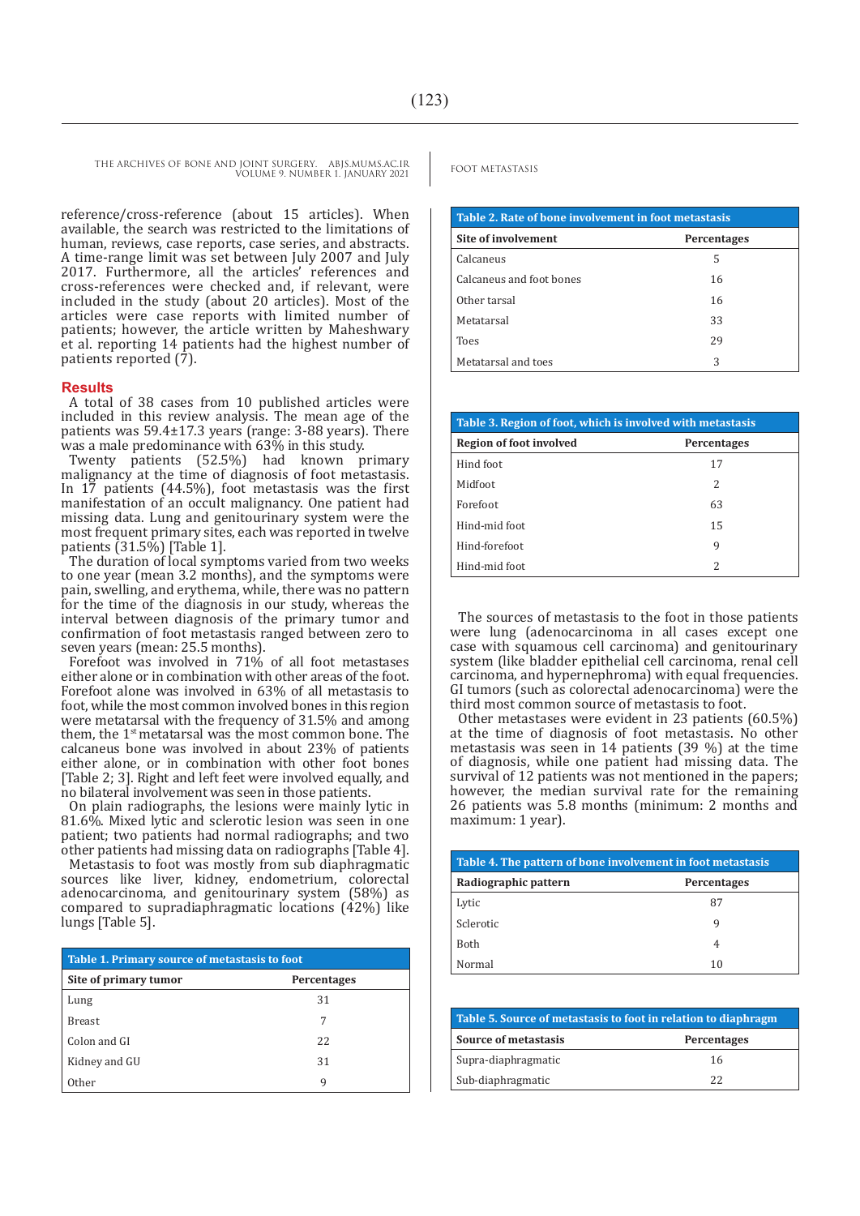reference/cross-reference (about 15 articles). When available, the search was restricted to the limitations of human, reviews, case reports, case series, and abstracts. A time-range limit was set between July 2007 and July 2017. Furthermore, all the articles' references and cross-references were checked and, if relevant, were included in the study (about 20 articles). Most of the articles were case reports with limited number of patients; however, the article written by Maheshwary et al. reporting 14 patients had the highest number of patients reported (7).

## Results

A total of 38 cases from 10 published articles were included in this review analysis. The mean age of the patients was 59.4±17.3 years (range: 3-88 years). There was a male predominance with 63% in this study.

Twenty patients (52.5%) had known primary malignancy at the time of diagnosis of foot metastasis. In 17 patients (44.5%), foot metastasis was the first manifestation of an occult malignancy. One patient had missing data. Lung and genitourinary system were the most frequent primary sites, each was reported in twelve patients (31.5%) [Table 1].

The duration of local symptoms varied from two weeks to one year (mean 3.2 months), and the symptoms were pain, swelling, and erythema, while, there was no pattern for the time of the diagnosis in our study, whereas the interval between diagnosis of the primary tumor and confirmation of foot metastasis ranged between zero to seven years (mean: 25.5 months).

Forefoot was involved in 71% of all foot metastases either alone or in combination with other areas of the foot. Forefoot alone was involved in 63% of all metastasis to foot, while the most common involved bones in this region were metatarsal with the frequency of 31.5% and among them, the 1st metatarsal was the most common bone. The calcaneus bone was involved in about 23% of patients either alone, or in combination with other foot bones [Table 2; 3]. Right and left feet were involved equally, and no bilateral involvement was seen in those patients.

On plain radiographs, the lesions were mainly lytic in 81.6%. Mixed lytic and sclerotic lesion was seen in one patient; two patients had normal radiographs; and two other patients had missing data on radiographs [Table 4].

Metastasis to foot was mostly from sub diaphragmatic sources like liver, kidney, endometrium, colorectal adenocarcinoma, and genitourinary system (58%) as compared to supradiaphragmatic locations (42%) like lungs [Table 5].

**Table 1. Primary source of metastasis to foot**

| Site of primary tumor | Percentages |
|---|---|
| Lung | 31 |
| Breast | 7 |
| Colon and GI | 22 |
| Kidney and GU | 31 |
| Other | 9 |

**Table 2. Rate of bone involvement in foot metastasis**

| Site of involvement | Percentages |
|---|---|
| Calcaneus | 5 |
| Calcaneus and foot bones | 16 |
| Other tarsal | 16 |
| Metatarsal | 33 |
| Toes | 29 |
| Metatarsal and toes | 3 |

**Table 3. Region of foot, which is involved with metastasis**

| Region of foot involved | Percentages |
|---|---|
| Hind foot | 17 |
| Midfoot | 2 |
| Forefoot | 63 |
| Hind-mid foot | 15 |
| Hind-forefoot | 9 |
| Hind-mid foot | 2 |

The sources of metastasis to the foot in those patients were lung (adenocarcinoma in all cases except one case with squamous cell carcinoma) and genitourinary system (like bladder epithelial cell carcinoma, renal cell carcinoma, and hypernephroma) with equal frequencies. GI tumors (such as colorectal adenocarcinoma) were the third most common source of metastasis to foot.

Other metastases were evident in 23 patients (60.5%) at the time of diagnosis of foot metastasis. No other metastasis was seen in 14 patients (39 %) at the time of diagnosis, while one patient had missing data. The survival of 12 patients was not mentioned in the papers; however, the median survival rate for the remaining 26 patients was 5.8 months (minimum: 2 months and maximum: 1 year).

**Table 4. The pattern of bone involvement in foot metastasis**

| Radiographic pattern | Percentages |
|---|---|
| Lytic | 87 |
| Sclerotic | 9 |
| Both | 4 |
| Normal | 10 |

**Table 5. Source of metastasis to foot in relation to diaphragm**

| Source of metastasis | Percentages |
|---|---|
| Supra-diaphragmatic | 16 |
| Sub-diaphragmatic | 22 |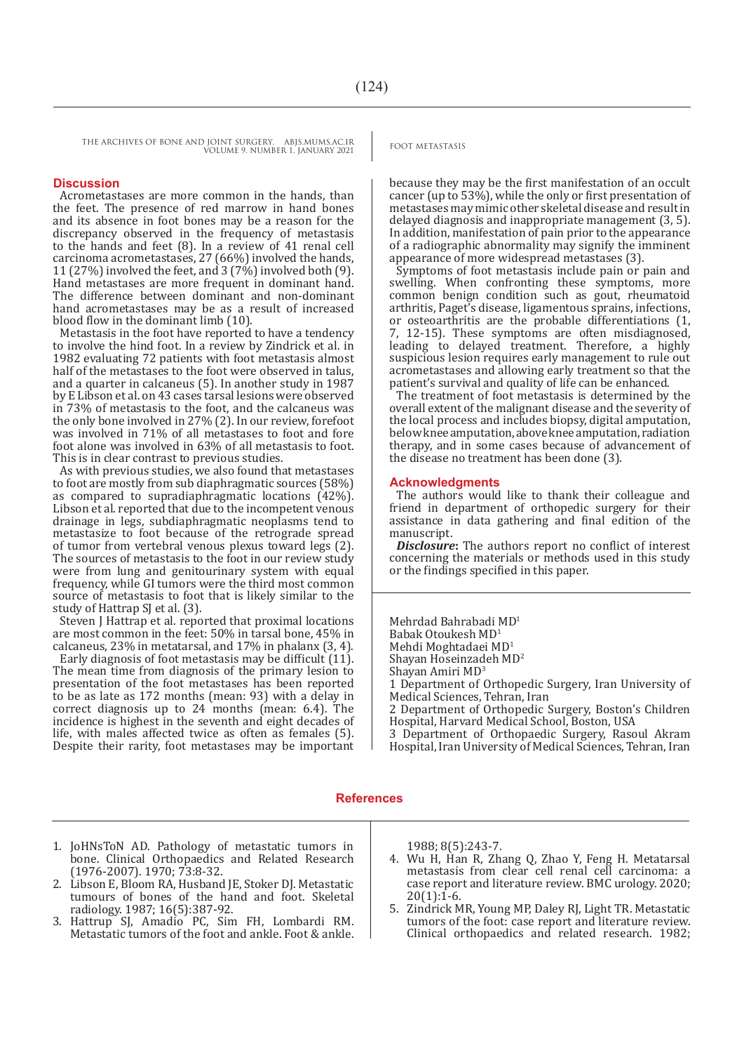## Discussion

Acrometastases are more common in the hands, than the feet. The presence of red marrow in hand bones and its absence in foot bones may be a reason for the discrepancy observed in the frequency of metastasis to the hands and feet (8). In a review of 41 renal cell carcinoma acrometastases, 27 (66%) involved the hands, 11 (27%) involved the feet, and 3 (7%) involved both (9). Hand metastases are more frequent in dominant hand. The difference between dominant and non-dominant hand acrometastases may be as a result of increased blood flow in the dominant limb (10).

Metastasis in the foot have reported to have a tendency to involve the hind foot. In a review by Zindrick et al. in 1982 evaluating 72 patients with foot metastasis almost half of the metastases to the foot were observed in talus, and a quarter in calcaneus (5). In another study in 1987 by E Libson et al. on 43 cases tarsal lesions were observed in 73% of metastasis to the foot, and the calcaneus was the only bone involved in 27% (2). In our review, forefoot was involved in 71% of all metastases to foot and fore foot alone was involved in 63% of all metastasis to foot. This is in clear contrast to previous studies.

As with previous studies, we also found that metastases to foot are mostly from sub diaphragmatic sources (58%) as compared to supradiaphragmatic locations (42%). Libson et al. reported that due to the incompetent venous drainage in legs, subdiaphragmatic neoplasms tend to metastasize to foot because of the retrograde spread of tumor from vertebral venous plexus toward legs (2). The sources of metastasis to the foot in our review study were from lung and genitourinary system with equal frequency, while GI tumors were the third most common source of metastasis to foot that is likely similar to the study of Hattrap SJ et al. (3).

Steven J Hattrap et al. reported that proximal locations are most common in the feet: 50% in tarsal bone, 45% in calcaneus, 23% in metatarsal, and 17% in phalanx (3, 4).

Early diagnosis of foot metastasis may be difficult (11). The mean time from diagnosis of the primary lesion to presentation of the foot metastases has been reported to be as late as 172 months (mean: 93) with a delay in correct diagnosis up to 24 months (mean: 6.4). The incidence is highest in the seventh and eight decades of life, with males affected twice as often as females (5). Despite their rarity, foot metastases may be important because they may be the first manifestation of an occult cancer (up to 53%), while the only or first presentation of metastases may mimic other skeletal disease and result in delayed diagnosis and inappropriate management (3, 5). In addition, manifestation of pain prior to the appearance of a radiographic abnormality may signify the imminent appearance of more widespread metastases (3).

Symptoms of foot metastasis include pain or pain and swelling. When confronting these symptoms, more common benign condition such as gout, rheumatoid arthritis, Paget's disease, ligamentous sprains, infections, or osteoarthritis are the probable differentiations (1, 7, 12-15). These symptoms are often misdiagnosed, leading to delayed treatment. Therefore, a highly suspicious lesion requires early management to rule out acrometastases and allowing early treatment so that the patient's survival and quality of life can be enhanced.

The treatment of foot metastasis is determined by the overall extent of the malignant disease and the severity of the local process and includes biopsy, digital amputation, below knee amputation, above knee amputation, radiation therapy, and in some cases because of advancement of the disease no treatment has been done (3).

## Acknowledgments

The authors would like to thank their colleague and friend in department of orthopedic surgery for their assistance in data gathering and final edition of the manuscript.

***Disclosure*:** The authors report no conflict of interest concerning the materials or methods used in this study or the findings specified in this paper.

Mehrdad Bahrabadi MD[1]
Babak Otoukesh MD[1]
Mehdi Moghtadaei MD[1]
Shayan Hoseinzadeh MD[2]
Shayan Amiri MD[3]
1 Department of Orthopedic Surgery, Iran University of Medical Sciences, Tehran, Iran
2 Department of Orthopedic Surgery, Boston's Children Hospital, Harvard Medical School, Boston, USA
3 Department of Orthopaedic Surgery, Rasoul Akram Hospital, Iran University of Medical Sciences, Tehran, Iran

## References

1. JoHNsToN AD. Pathology of metastatic tumors in bone. Clinical Orthopaedics and Related Research (1976-2007). 1970; 73:8-32.
2. Libson E, Bloom RA, Husband JE, Stoker DJ. Metastatic tumours of bones of the hand and foot. Skeletal radiology. 1987; 16(5):387-92.
3. Hattrup SJ, Amadio PC, Sim FH, Lombardi RM. Metastatic tumors of the foot and ankle. Foot & ankle. 1988; 8(5):243-7.
4. Wu H, Han R, Zhang Q, Zhao Y, Feng H. Metatarsal metastasis from clear cell renal cell carcinoma: a case report and literature review. BMC urology. 2020; 20(1):1-6.
5. Zindrick MR, Young MP, Daley RJ, Light TR. Metastatic tumors of the foot: case report and literature review. Clinical orthopaedics and related research. 1982;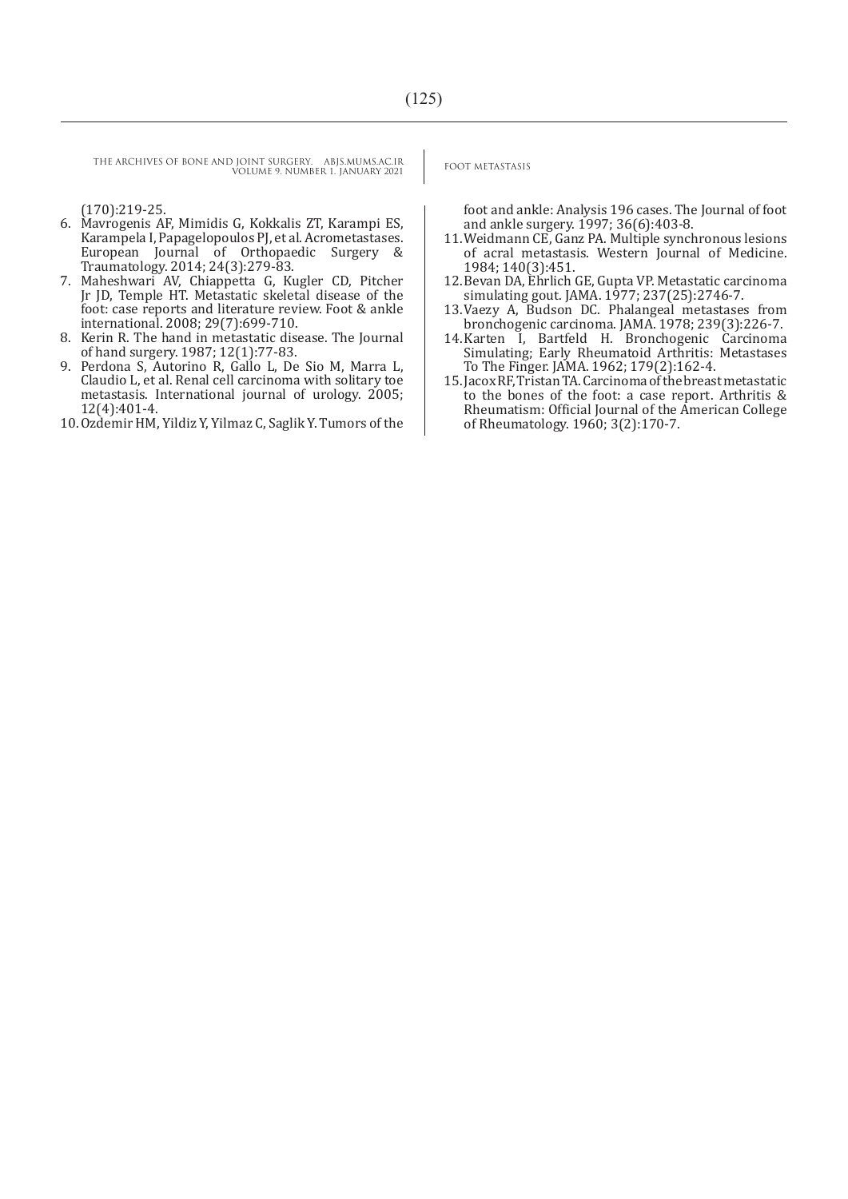(170):219-25.

6. Mavrogenis AF, Mimidis G, Kokkalis ZT, Karampi ES, Karampela I, Papagelopoulos PJ, et al. Acrometastases. European Journal of Orthopaedic Surgery & Traumatology. 2014; 24(3):279-83.
7. Maheshwari AV, Chiappetta G, Kugler CD, Pitcher Jr JD, Temple HT. Metastatic skeletal disease of the foot: case reports and literature review. Foot & ankle international. 2008; 29(7):699-710.
8. Kerin R. The hand in metastatic disease. The Journal of hand surgery. 1987; 12(1):77-83.
9. Perdona S, Autorino R, Gallo L, De Sio M, Marra L, Claudio L, et al. Renal cell carcinoma with solitary toe metastasis. International journal of urology. 2005; 12(4):401-4.
10. Ozdemir HM, Yildiz Y, Yilmaz C, Saglik Y. Tumors of the foot and ankle: Analysis 196 cases. The Journal of foot and ankle surgery. 1997; 36(6):403-8.
11. Weidmann CE, Ganz PA. Multiple synchronous lesions of acral metastasis. Western Journal of Medicine. 1984; 140(3):451.
12. Bevan DA, Ehrlich GE, Gupta VP. Metastatic carcinoma simulating gout. JAMA. 1977; 237(25):2746-7.
13. Vaezy A, Budson DC. Phalangeal metastases from bronchogenic carcinoma. JAMA. 1978; 239(3):226-7.
14. Karten I, Bartfeld H. Bronchogenic Carcinoma Simulating; Early Rheumatoid Arthritis: Metastases To The Finger. JAMA. 1962; 179(2):162-4.
15. Jacox RF, Tristan TA. Carcinoma of the breast metastatic to the bones of the foot: a case report. Arthritis & Rheumatism: Official Journal of the American College of Rheumatology. 1960; 3(2):170-7.